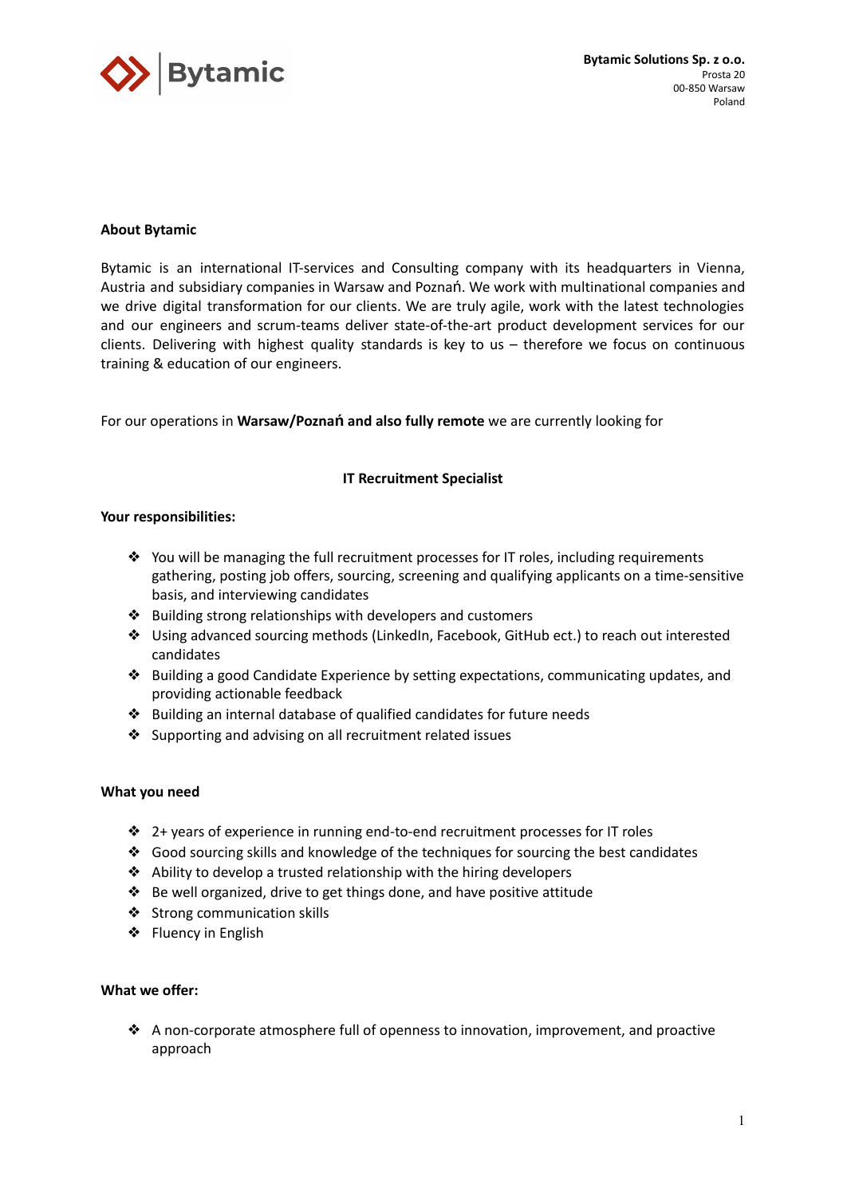**Bytamic Solutions Sp. z o.o.**
Prosta 20
00-850 Warsaw
Poland

**About Bytamic**

Bytamic is an international IT-services and Consulting company with its headquarters in Vienna, Austria and subsidiary companies in Warsaw and Poznań. We work with multinational companies and we drive digital transformation for our clients. We are truly agile, work with the latest technologies and our engineers and scrum-teams deliver state-of-the-art product development services for our clients. Delivering with highest quality standards is key to us – therefore we focus on continuous training & education of our engineers.

For our operations in **Warsaw/Poznań and also fully remote** we are currently looking for

**IT Recruitment Specialist**

**Your responsibilities:**

- You will be managing the full recruitment processes for IT roles, including requirements gathering, posting job offers, sourcing, screening and qualifying applicants on a time-sensitive basis, and interviewing candidates
- Building strong relationships with developers and customers
- Using advanced sourcing methods (LinkedIn, Facebook, GitHub ect.) to reach out interested candidates
- Building a good Candidate Experience by setting expectations, communicating updates, and providing actionable feedback
- Building an internal database of qualified candidates for future needs
- Supporting and advising on all recruitment related issues

**What you need**

- 2+ years of experience in running end-to-end recruitment processes for IT roles
- Good sourcing skills and knowledge of the techniques for sourcing the best candidates
- Ability to develop a trusted relationship with the hiring developers
- Be well organized, drive to get things done, and have positive attitude
- Strong communication skills
- Fluency in English

**What we offer:**

- A non-corporate atmosphere full of openness to innovation, improvement, and proactive approach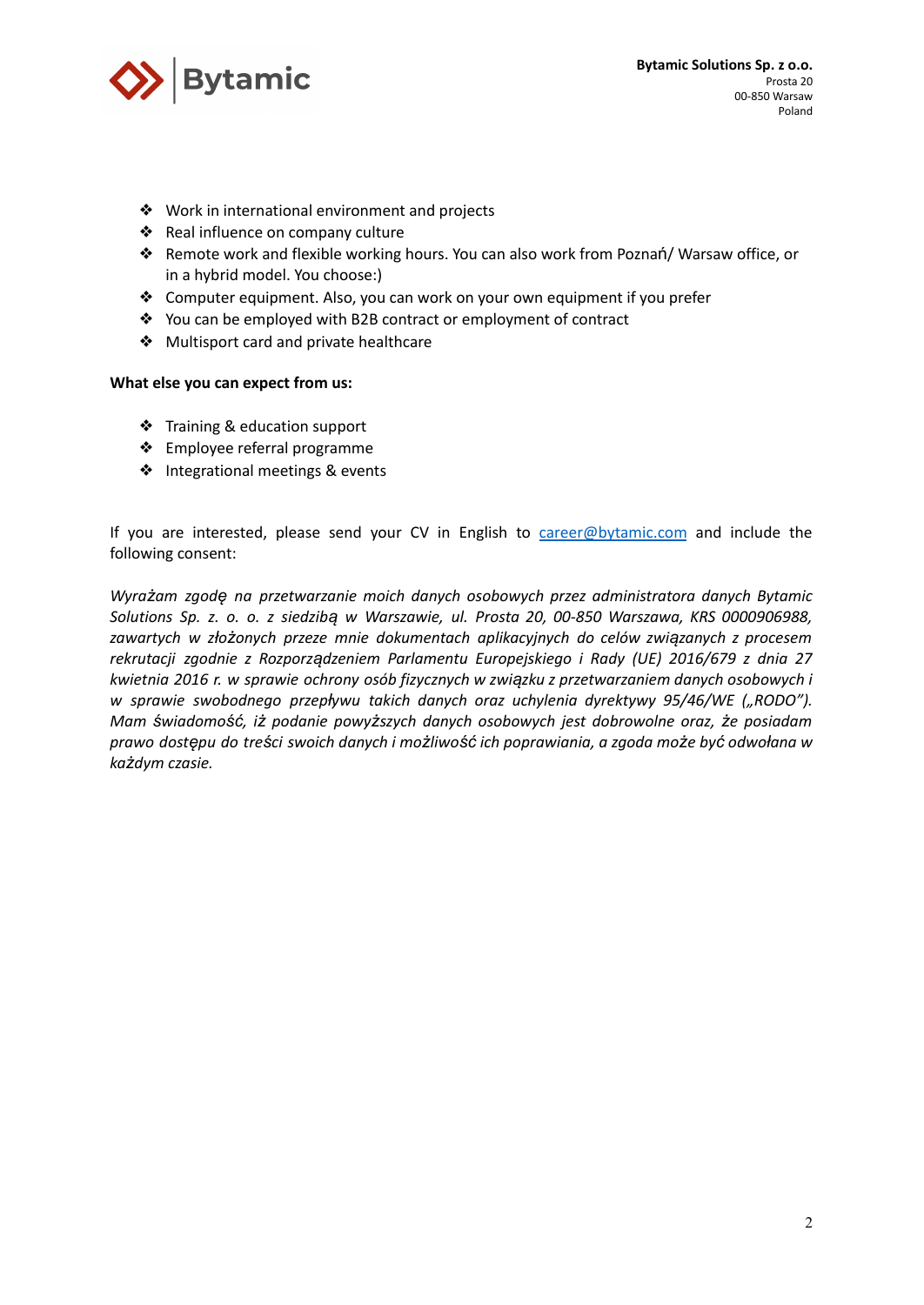- Work in international environment and projects
- Real influence on company culture
- Remote work and flexible working hours. You can also work from Poznań/ Warsaw office, or in a hybrid model. You choose:)
- Computer equipment. Also, you can work on your own equipment if you prefer
- You can be employed with B2B contract or employment of contract
- Multisport card and private healthcare

**What else you can expect from us:**

- Training & education support
- Employee referral programme
- Integrational meetings & events

If you are interested, please send your CV in English to [career@bytamic.com](mailto:career@bytamic.com) and include the following consent:

*Wyrażam zgodę na przetwarzanie moich danych osobowych przez administratora danych Bytamic Solutions Sp. z. o. o. z siedzibą w Warszawie, ul. Prosta 20, 00-850 Warszawa, KRS 0000906988, zawartych w złożonych przeze mnie dokumentach aplikacyjnych do celów związanych z procesem rekrutacji zgodnie z Rozporządzeniem Parlamentu Europejskiego i Rady (UE) 2016/679 z dnia 27 kwietnia 2016 r. w sprawie ochrony osób fizycznych w związku z przetwarzaniem danych osobowych i w sprawie swobodnego przepływu takich danych oraz uchylenia dyrektywy 95/46/WE („RODO"). Mam świadomość, iż podanie powyższych danych osobowych jest dobrowolne oraz, że posiadam prawo dostępu do treści swoich danych i możliwość ich poprawiania, a zgoda może być odwołana w każdym czasie.*